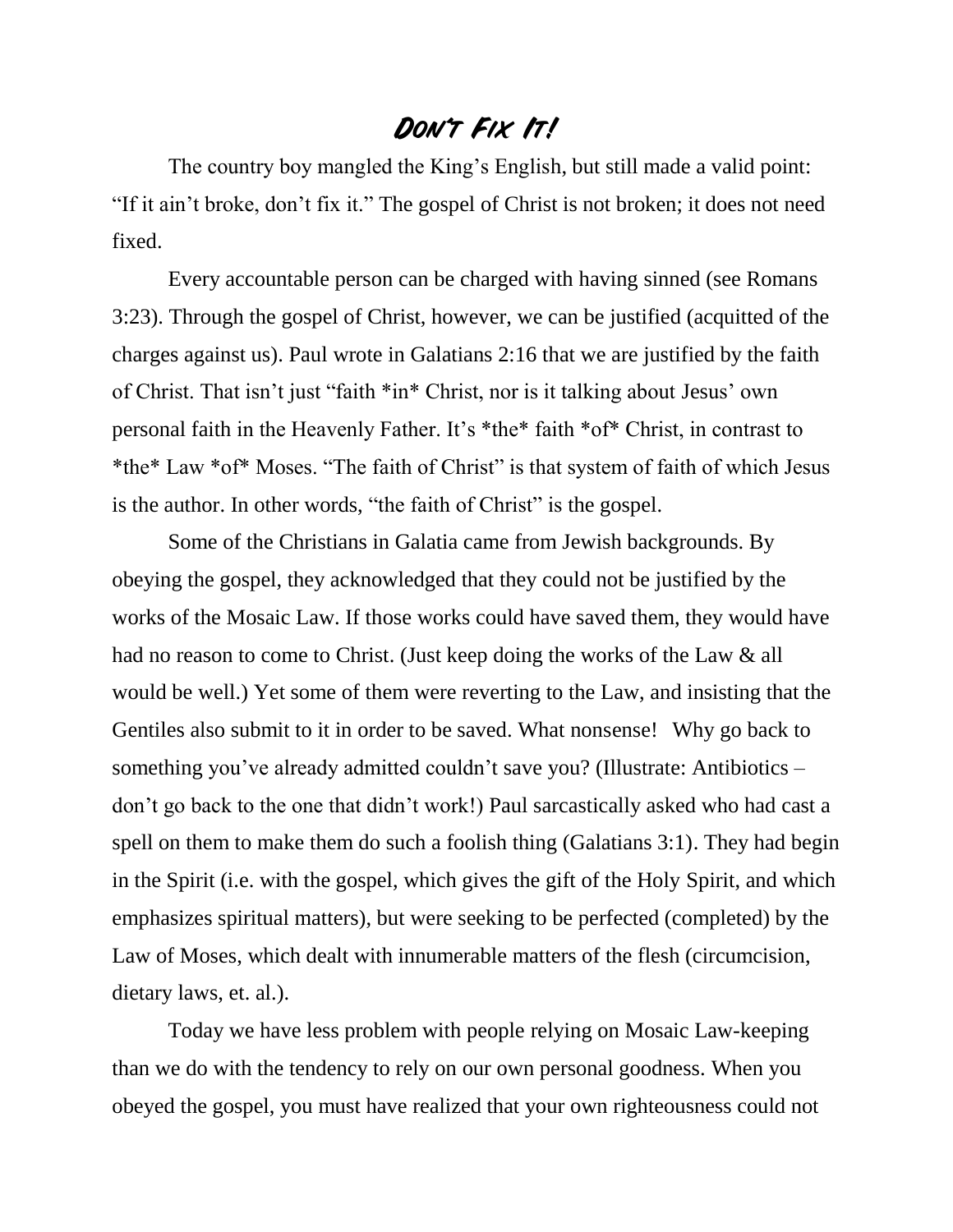# Don't Fix It!

The country boy mangled the King's English, but still made a valid point: "If it ain't broke, don't fix it." The gospel of Christ is not broken; it does not need fixed.

Every accountable person can be charged with having sinned (see Romans 3:23). Through the gospel of Christ, however, we can be justified (acquitted of the charges against us). Paul wrote in Galatians 2:16 that we are justified by the faith of Christ. That isn't just "faith *in* Christ, nor is it talking about Jesus' own personal faith in the Heavenly Father. It's *the* faith *of* Christ, in contrast to *the* Law *of* Moses. "The faith of Christ" is that system of faith of which Jesus is the author. In other words, "the faith of Christ" is the gospel.

Some of the Christians in Galatia came from Jewish backgrounds. By obeying the gospel, they acknowledged that they could not be justified by the works of the Mosaic Law. If those works could have saved them, they would have had no reason to come to Christ. (Just keep doing the works of the Law & all would be well.) Yet some of them were reverting to the Law, and insisting that the Gentiles also submit to it in order to be saved. What nonsense! Why go back to something you've already admitted couldn't save you? (Illustrate: Antibiotics – don't go back to the one that didn't work!) Paul sarcastically asked who had cast a spell on them to make them do such a foolish thing (Galatians 3:1). They had begin in the Spirit (i.e. with the gospel, which gives the gift of the Holy Spirit, and which emphasizes spiritual matters), but were seeking to be perfected (completed) by the Law of Moses, which dealt with innumerable matters of the flesh (circumcision, dietary laws, et. al.).

Today we have less problem with people relying on Mosaic Law-keeping than we do with the tendency to rely on our own personal goodness. When you obeyed the gospel, you must have realized that your own righteousness could not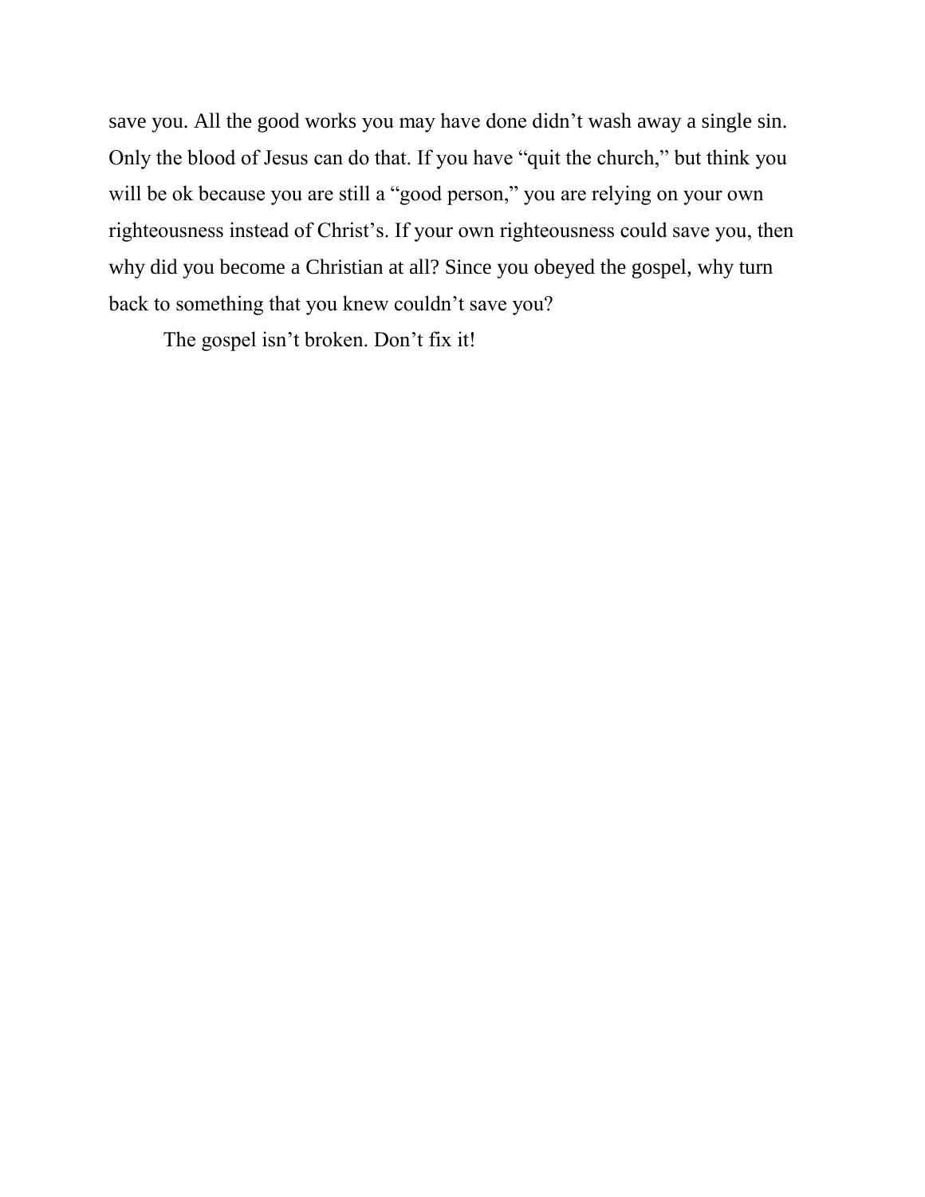save you. All the good works you may have done didn’t wash away a single sin. Only the blood of Jesus can do that. If you have “quit the church,” but think you will be ok because you are still a “good person,” you are relying on your own righteousness instead of Christ’s. If your own righteousness could save you, then why did you become a Christian at all? Since you obeyed the gospel, why turn back to something that you knew couldn’t save you?

The gospel isn’t broken. Don’t fix it!